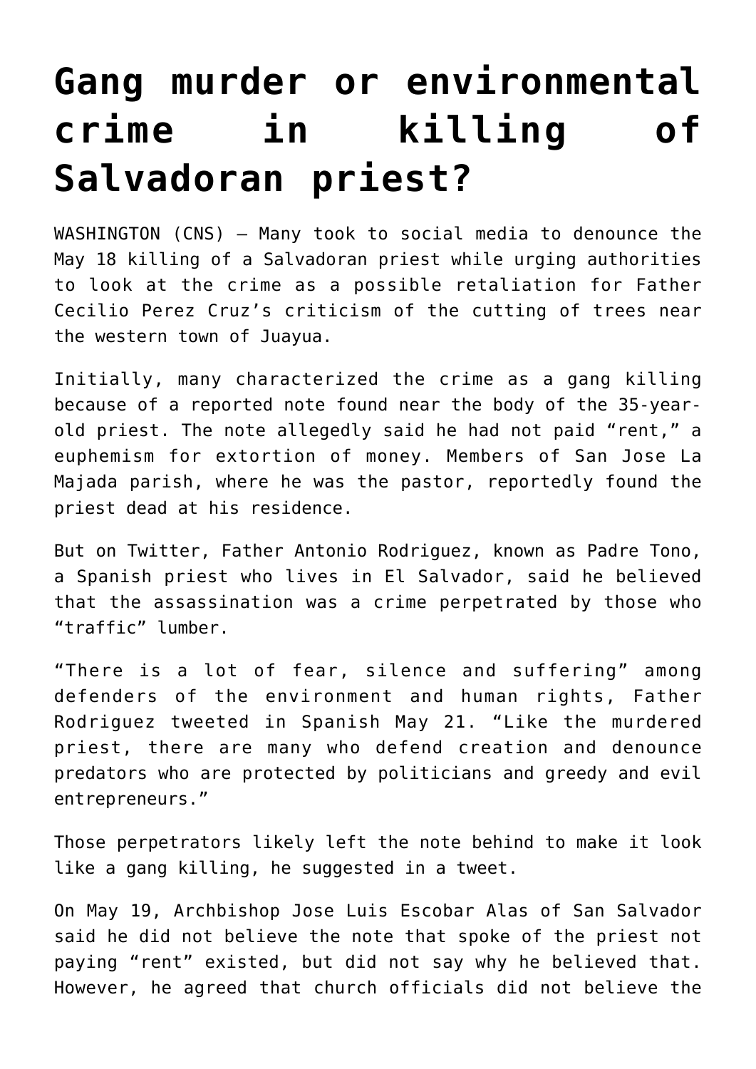# Gang murder or environmental crime in killing of Salvadoran priest?

WASHINGTON (CNS) — Many took to social media to denounce the May 18 killing of a Salvadoran priest while urging authorities to look at the crime as a possible retaliation for Father Cecilio Perez Cruz's criticism of the cutting of trees near the western town of Juayua.

Initially, many characterized the crime as a gang killing because of a reported note found near the body of the 35-year-old priest. The note allegedly said he had not paid "rent," a euphemism for extortion of money. Members of San Jose La Majada parish, where he was the pastor, reportedly found the priest dead at his residence.

But on Twitter, Father Antonio Rodriguez, known as Padre Tono, a Spanish priest who lives in El Salvador, said he believed that the assassination was a crime perpetrated by those who "traffic" lumber.

"There is a lot of fear, silence and suffering" among defenders of the environment and human rights, Father Rodriguez tweeted in Spanish May 21. "Like the murdered priest, there are many who defend creation and denounce predators who are protected by politicians and greedy and evil entrepreneurs."

Those perpetrators likely left the note behind to make it look like a gang killing, he suggested in a tweet.

On May 19, Archbishop Jose Luis Escobar Alas of San Salvador said he did not believe the note that spoke of the priest not paying "rent" existed, but did not say why he believed that. However, he agreed that church officials did not believe the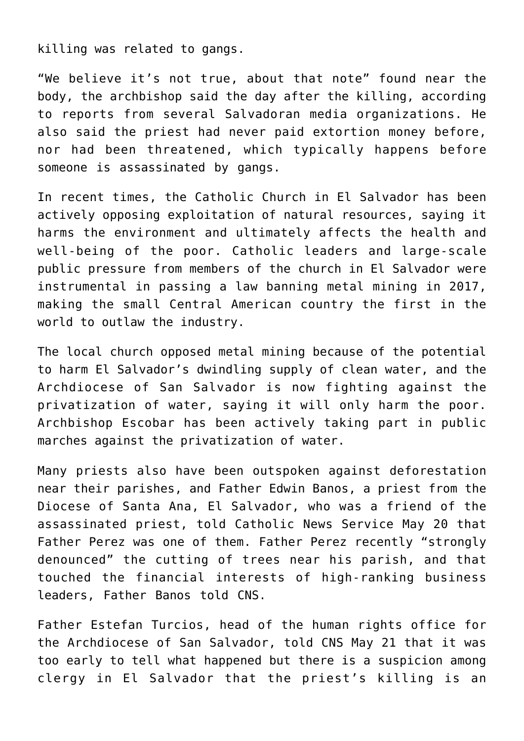killing was related to gangs.

"We believe it's not true, about that note" found near the body, the archbishop said the day after the killing, according to reports from several Salvadoran media organizations. He also said the priest had never paid extortion money before, nor had been threatened, which typically happens before someone is assassinated by gangs.

In recent times, the Catholic Church in El Salvador has been actively opposing exploitation of natural resources, saying it harms the environment and ultimately affects the health and well-being of the poor. Catholic leaders and large-scale public pressure from members of the church in El Salvador were instrumental in passing a law banning metal mining in 2017, making the small Central American country the first in the world to outlaw the industry.

The local church opposed metal mining because of the potential to harm El Salvador's dwindling supply of clean water, and the Archdiocese of San Salvador is now fighting against the privatization of water, saying it will only harm the poor. Archbishop Escobar has been actively taking part in public marches against the privatization of water.

Many priests also have been outspoken against deforestation near their parishes, and Father Edwin Banos, a priest from the Diocese of Santa Ana, El Salvador, who was a friend of the assassinated priest, told Catholic News Service May 20 that Father Perez was one of them. Father Perez recently "strongly denounced" the cutting of trees near his parish, and that touched the financial interests of high-ranking business leaders, Father Banos told CNS.

Father Estefan Turcios, head of the human rights office for the Archdiocese of San Salvador, told CNS May 21 that it was too early to tell what happened but there is a suspicion among clergy in El Salvador that the priest's killing is an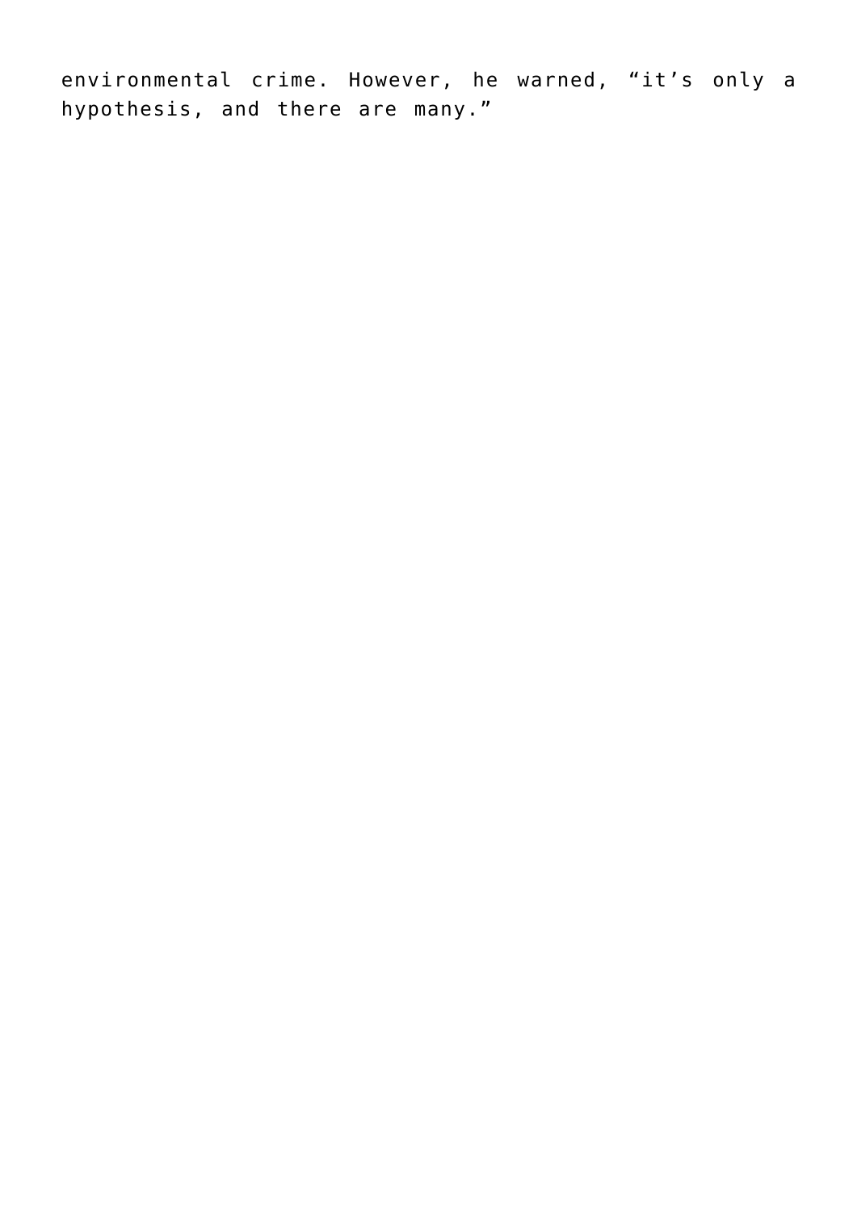environmental crime. However, he warned, “it’s only a hypothesis, and there are many.”